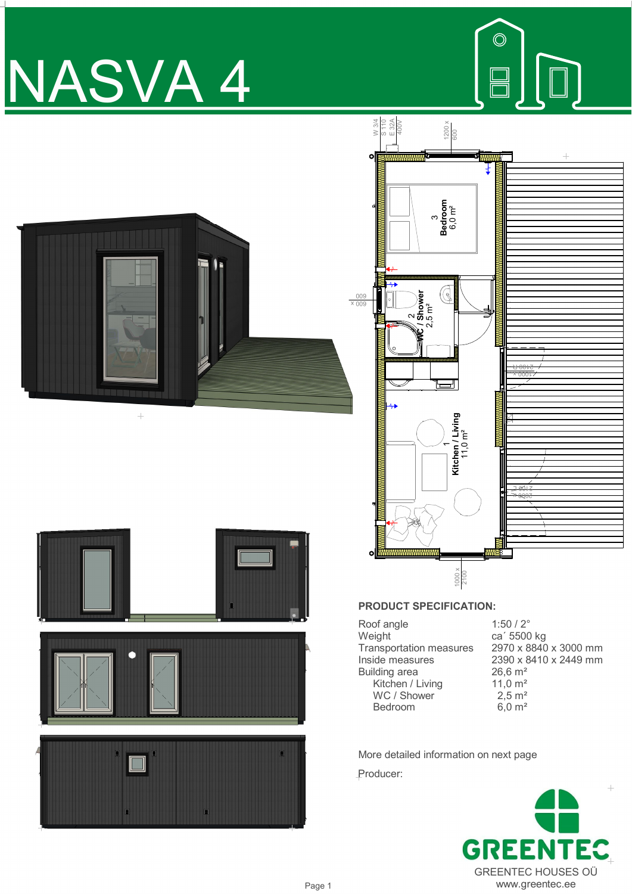# NASVA 4

## PRODUCT SPECIFICATION:

| | |
|---|---|
| Roof angle | 1:50 / 2° |
| Weight | ca´ 5500 kg |
| Transportation measures | 2970 x 8840 x 3000 mm |
| Inside measures | 2390 x 8410 x 2449 mm |
| Building area | 26,6 m² |
| Kitchen / Living | 11,0 m² |
| WC / Shower | 2,5 m² |
| Bedroom | 6,0 m² |

More detailed information on next page

Producer:

GREENTEC HOUSES OÜ
www.greentec.ee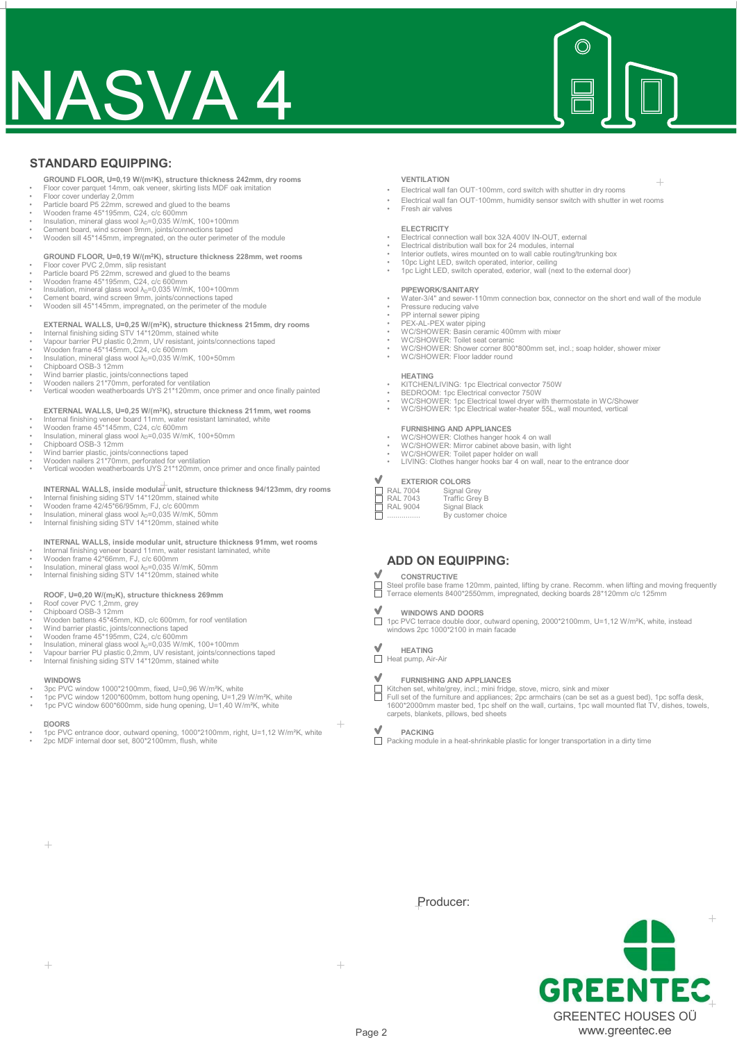# NASVA 4

## STANDARD EQUIPPING:

**GROUND FLOOR, U=0,19 W/(m²K), structure thickness 242mm, dry rooms**

- Floor cover parquet 14mm, oak veneer, skirting lists MDF oak imitation
- Floor cover underlay 2,0mm
- Particle board P5 22mm, screwed and glued to the beams
- Wooden frame 45*195mm, C24, c/c 600mm
- Insulation, mineral glass wool $\lambda_D$=0,035 W/mK, 100+100mm
- Cement board, wind screen 9mm, joints/connections taped
- Wooden sill 45*145mm, impregnated, on the outer perimeter of the module

**GROUND FLOOR, U=0,19 W/(m²K), structure thickness 228mm, wet rooms**

- Floor cover PVC 2,0mm, slip resistant
- Particle board P5 22mm, screwed and glued to the beams
- Wooden frame 45*195mm, C24, c/c 600mm
- Insulation, mineral glass wool $\lambda_D$=0,035 W/mK, 100+100mm
- Cement board, wind screen 9mm, joints/connections taped
- Wooden sill 45*145mm, impregnated, on the perimeter of the module

**EXTERNAL WALLS, U=0,25 W/(m²K), structure thickness 215mm, dry rooms**

- Internal finishing siding STV 14*120mm, stained white
- Vapour barrier PU plastic 0,2mm, UV resistant, joints/connections taped
- Wooden frame 45*145mm, C24, c/c 600mm
- Insulation, mineral glass wool $\lambda_D$=0,035 W/mK, 100+50mm
- Chipboard OSB-3 12mm
- Wind barrier plastic, joints/connections taped
- Wooden nailers 21*70mm, perforated for ventilation
- Vertical wooden weatherboards UYS 21*120mm, once primer and once finally painted

**EXTERNAL WALLS, U=0,25 W/(m²K), structure thickness 211mm, wet rooms**

- Internal finishing veneer board 11mm, water resistant laminated, white
- Wooden frame 45*145mm, C24, c/c 600mm
- Insulation, mineral glass wool $\lambda_D$=0,035 W/mK, 100+50mm
- Chipboard OSB-3 12mm
- Wind barrier plastic, joints/connections taped
- Wooden nailers 21*70mm, perforated for ventilation
- Vertical wooden weatherboards UYS 21*120mm, once primer and once finally painted

**INTERNAL WALLS, inside modular unit, structure thickness 94/123mm, dry rooms**

- Internal finishing siding STV 14*120mm, stained white
- Wooden frame 42/45*66/95mm, FJ, c/c 600mm
- Insulation, mineral glass wool $\lambda_D$=0,035 W/mK, 50mm
- Internal finishing siding STV 14*120mm, stained white

**INTERNAL WALLS, inside modular unit, structure thickness 91mm, wet rooms**

- Internal finishing veneer board 11mm, water resistant laminated, white
- Wooden frame 42*66mm, FJ, c/c 600mm
- Insulation, mineral glass wool $\lambda_D$=0,035 W/mK, 50mm
- Internal finishing siding STV 14*120mm, stained white

**ROOF, U=0,20 W/(m₂K), structure thickness 269mm**

- Roof cover PVC 1,2mm, grey
- Chipboard OSB-3 12mm
- Wooden battens 45*45mm, KD, c/c 600mm, for roof ventilation
- Wind barrier plastic, joints/connections taped
- Wooden frame 45*195mm, C24, c/c 600mm
- Insulation, mineral glass wool $\lambda_D$=0,035 W/mK, 100+100mm
- Vapour barrier PU plastic 0,2mm, UV resistant, joints/connections taped
- Internal finishing siding STV 14*120mm, stained white

**WINDOWS**

- 3pc PVC window 1000*2100mm, fixed, U=0,96 W/m²K, white
- 1pc PVC window 1200*600mm, bottom hung opening, U=1,29 W/m²K, white
- 1pc PVC window 600*600mm, side hung opening, U=1,40 W/m²K, white

**DOORS**

- 1pc PVC entrance door, outward opening, 1000*2100mm, right, U=1,12 W/m²K, white
- 2pc MDF internal door set, 800*2100mm, flush, white

**VENTILATION**

- Electrical wall fan OUT-100mm, cord switch with shutter in dry rooms
- Electrical wall fan OUT-100mm, humidity sensor switch with shutter in wet rooms
- Fresh air valves

**ELECTRICITY**

- Electrical connection wall box 32A 400V IN-OUT, external
- Electrical distribution wall box for 24 modules, internal
- Interior outlets, wires mounted on to wall cable routing/trunking box
- 10pc Light LED, switch operated, interior, ceiling
- 1pc Light LED, switch operated, exterior, wall (next to the external door)

**PIPEWORK/SANITARY**

- Water-3/4" and sewer-110mm connection box, connector on the short end wall of the module
- Pressure reducing valve
- PP internal sewer piping
- PEX-AL-PEX water piping
- WC/SHOWER: Basin ceramic 400mm with mixer
- WC/SHOWER: Toilet seat ceramic
- WC/SHOWER: Shower corner 800*800mm set, incl.; soap holder, shower mixer
- WC/SHOWER: Floor ladder round

**HEATING**

- KITCHEN/LIVING: 1pc Electrical convector 750W
- BEDROOM: 1pc Electrical convector 750W
- WC/SHOWER: 1pc Electrical towel dryer with thermostate in WC/Shower
- WC/SHOWER: 1pc Electrical water-heater 55L, wall mounted, vertical

**FURNISHING AND APPLIANCES**

- WC/SHOWER: Clothes hanger hook 4 on wall
- WC/SHOWER: Mirror cabinet above basin, with light
- WC/SHOWER: Toilet paper holder on wall
- LIVING: Clothes hanger hooks bar 4 on wall, near to the entrance door

✔ **EXTERIOR COLORS**

- ☐ RAL 7004 — Signal Grey
- ☐ RAL 7043 — Traffic Grey B
- ☐ RAL 9004 — Signal Black
- ☐ ............... — By customer choice

## ADD ON EQUIPPING:

✔ **CONSTRUCTIVE**

- ☐ Steel profile base frame 120mm, painted, lifting by crane. Recomm. when lifting and moving frequently
- ☐ Terrace elements 8400*2550mm, impregnated, decking boards 28*120mm c/c 125mm

✔ **WINDOWS AND DOORS**

- ☐ 1pc PVC terrace double door, outward opening, 2000*2100mm, U=1,12 W/m²K, white, instead windows 2pc 1000*2100 in main facade

✔ **HEATING**

- ☐ Heat pump, Air-Air

✔ **FURNISHING AND APPLIANCES**

- ☐ Kitchen set, white/grey, incl.; mini fridge, stove, micro, sink and mixer
- ☐ Full set of the furniture and appliances; 2pc armchairs (can be set as a guest bed), 1pc soffa desk, 1600*2000mm master bed, 1pc shelf on the wall, curtains, 1pc wall mounted flat TV, dishes, towels, carpets, blankets, pillows, bed sheets

✔ **PACKING**

- ☐ Packing module in a heat-shrinkable plastic for longer transportation in a dirty time

Producer:

GREENTEC

GREENTEC HOUSES OÜ
www.greentec.ee